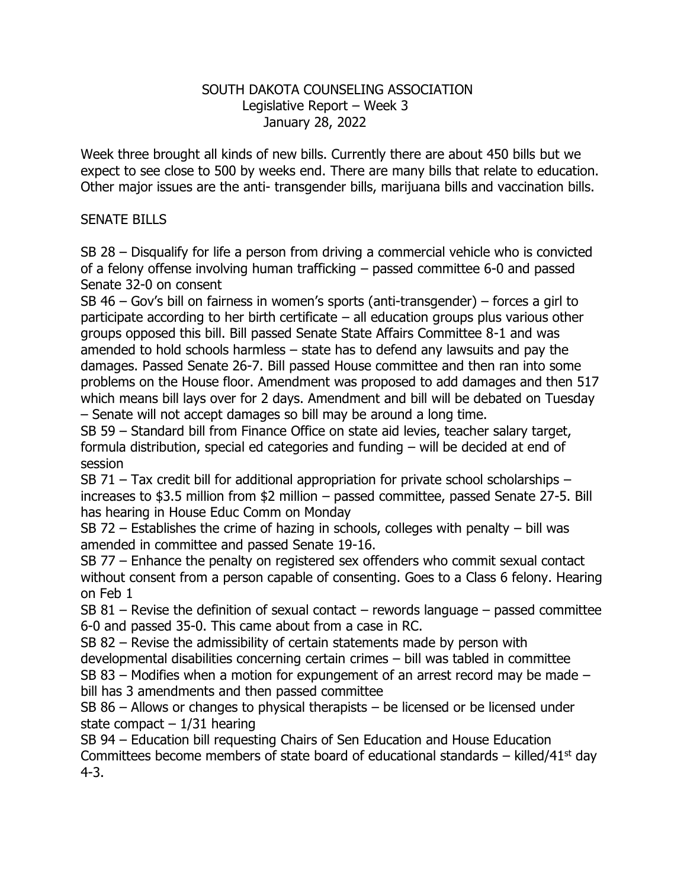# SOUTH DAKOTA COUNSELING ASSOCIATION

Legislative Report – Week 3

January 28, 2022

Week three brought all kinds of new bills. Currently there are about 450 bills but we expect to see close to 500 by weeks end. There are many bills that relate to education. Other major issues are the anti- transgender bills, marijuana bills and vaccination bills.

## SENATE BILLS

SB 28 – Disqualify for life a person from driving a commercial vehicle who is convicted of a felony offense involving human trafficking – passed committee 6-0 and passed Senate 32-0 on consent

SB 46 – Gov's bill on fairness in women's sports (anti-transgender) – forces a girl to participate according to her birth certificate – all education groups plus various other groups opposed this bill. Bill passed Senate State Affairs Committee 8-1 and was amended to hold schools harmless – state has to defend any lawsuits and pay the damages. Passed Senate 26-7. Bill passed House committee and then ran into some problems on the House floor. Amendment was proposed to add damages and then 517 which means bill lays over for 2 days. Amendment and bill will be debated on Tuesday – Senate will not accept damages so bill may be around a long time.

SB 59 – Standard bill from Finance Office on state aid levies, teacher salary target, formula distribution, special ed categories and funding – will be decided at end of session

SB 71 – Tax credit bill for additional appropriation for private school scholarships – increases to \$3.5 million from \$2 million – passed committee, passed Senate 27-5. Bill has hearing in House Educ Comm on Monday

SB 72 – Establishes the crime of hazing in schools, colleges with penalty – bill was amended in committee and passed Senate 19-16.

SB 77 – Enhance the penalty on registered sex offenders who commit sexual contact without consent from a person capable of consenting. Goes to a Class 6 felony. Hearing on Feb 1

SB 81 – Revise the definition of sexual contact – rewords language – passed committee 6-0 and passed 35-0. This came about from a case in RC.

SB 82 – Revise the admissibility of certain statements made by person with developmental disabilities concerning certain crimes – bill was tabled in committee

SB 83 – Modifies when a motion for expungement of an arrest record may be made – bill has 3 amendments and then passed committee

SB 86 – Allows or changes to physical therapists – be licensed or be licensed under state compact – 1/31 hearing

SB 94 – Education bill requesting Chairs of Sen Education and House Education Committees become members of state board of educational standards – killed/41st day 4-3.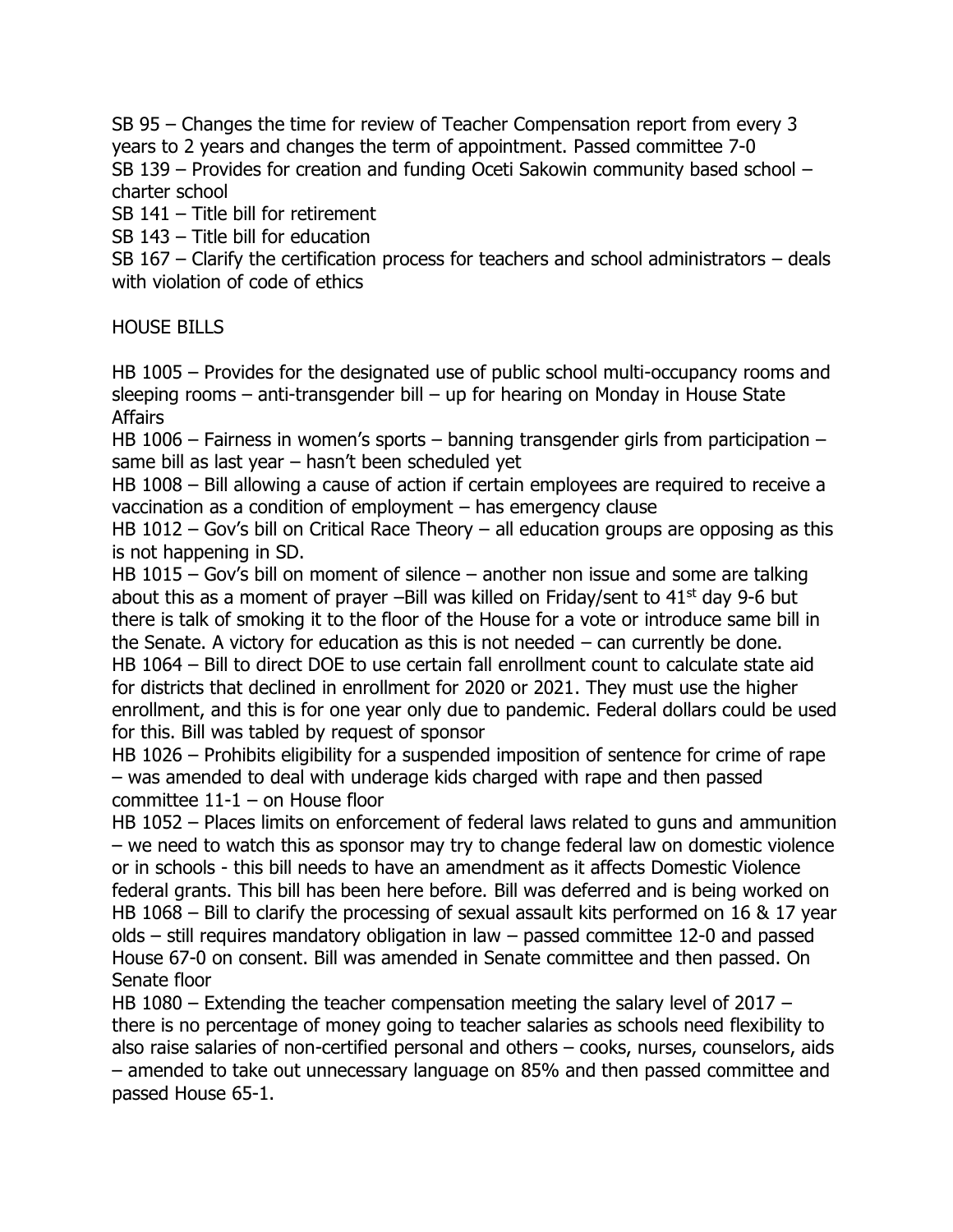SB 95 – Changes the time for review of Teacher Compensation report from every 3 years to 2 years and changes the term of appointment. Passed committee 7-0
SB 139 – Provides for creation and funding Oceti Sakowin community based school – charter school
SB 141 – Title bill for retirement
SB 143 – Title bill for education
SB 167 – Clarify the certification process for teachers and school administrators – deals with violation of code of ethics

HOUSE BILLS

HB 1005 – Provides for the designated use of public school multi-occupancy rooms and sleeping rooms – anti-transgender bill – up for hearing on Monday in House State Affairs
HB 1006 – Fairness in women's sports – banning transgender girls from participation – same bill as last year – hasn't been scheduled yet
HB 1008 – Bill allowing a cause of action if certain employees are required to receive a vaccination as a condition of employment – has emergency clause
HB 1012 – Gov's bill on Critical Race Theory – all education groups are opposing as this is not happening in SD.
HB 1015 – Gov's bill on moment of silence – another non issue and some are talking about this as a moment of prayer –Bill was killed on Friday/sent to 41st day 9-6 but there is talk of smoking it to the floor of the House for a vote or introduce same bill in the Senate. A victory for education as this is not needed – can currently be done.
HB 1064 – Bill to direct DOE to use certain fall enrollment count to calculate state aid for districts that declined in enrollment for 2020 or 2021. They must use the higher enrollment, and this is for one year only due to pandemic. Federal dollars could be used for this. Bill was tabled by request of sponsor
HB 1026 – Prohibits eligibility for a suspended imposition of sentence for crime of rape – was amended to deal with underage kids charged with rape and then passed committee 11-1 – on House floor
HB 1052 – Places limits on enforcement of federal laws related to guns and ammunition – we need to watch this as sponsor may try to change federal law on domestic violence or in schools - this bill needs to have an amendment as it affects Domestic Violence federal grants. This bill has been here before. Bill was deferred and is being worked on
HB 1068 – Bill to clarify the processing of sexual assault kits performed on 16 & 17 year olds – still requires mandatory obligation in law – passed committee 12-0 and passed House 67-0 on consent. Bill was amended in Senate committee and then passed. On Senate floor
HB 1080 – Extending the teacher compensation meeting the salary level of 2017 – there is no percentage of money going to teacher salaries as schools need flexibility to also raise salaries of non-certified personal and others – cooks, nurses, counselors, aids – amended to take out unnecessary language on 85% and then passed committee and passed House 65-1.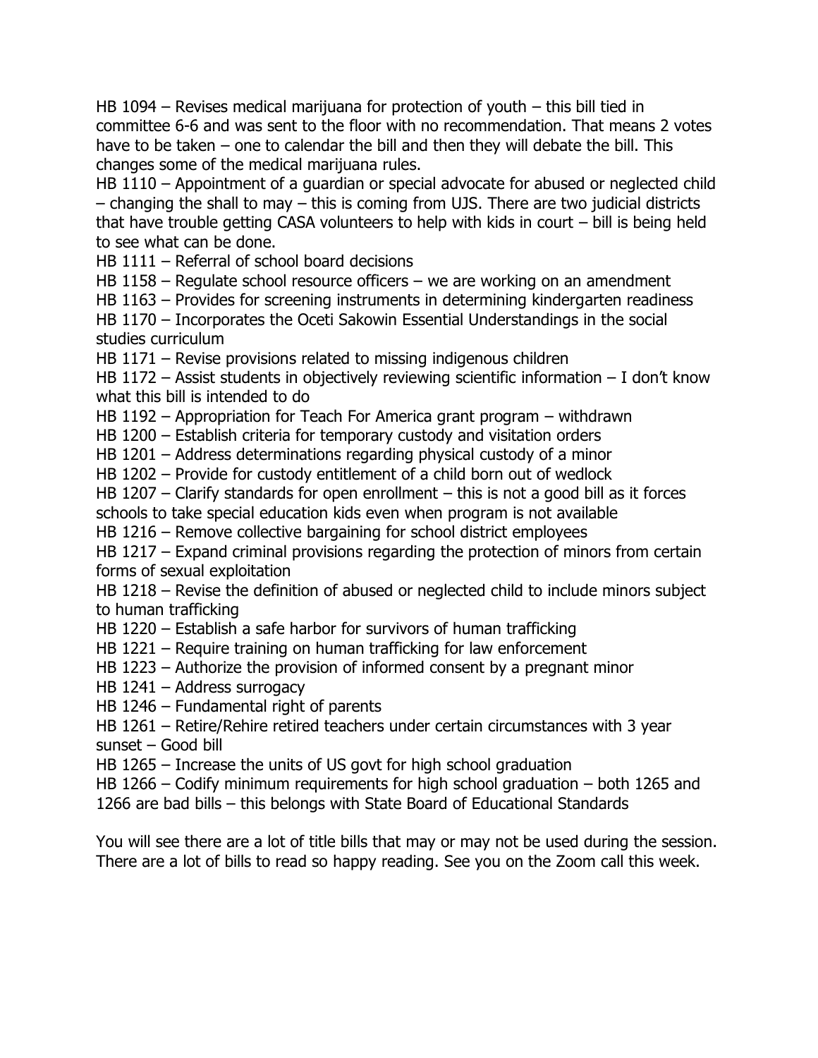HB 1094 – Revises medical marijuana for protection of youth – this bill tied in committee 6-6 and was sent to the floor with no recommendation. That means 2 votes have to be taken – one to calendar the bill and then they will debate the bill. This changes some of the medical marijuana rules.

HB 1110 – Appointment of a guardian or special advocate for abused or neglected child – changing the shall to may – this is coming from UJS. There are two judicial districts that have trouble getting CASA volunteers to help with kids in court – bill is being held to see what can be done.

HB 1111 – Referral of school board decisions

HB 1158 – Regulate school resource officers – we are working on an amendment

HB 1163 – Provides for screening instruments in determining kindergarten readiness

HB 1170 – Incorporates the Oceti Sakowin Essential Understandings in the social studies curriculum

HB 1171 – Revise provisions related to missing indigenous children

HB 1172 – Assist students in objectively reviewing scientific information – I don't know what this bill is intended to do

HB 1192 – Appropriation for Teach For America grant program – withdrawn

HB 1200 – Establish criteria for temporary custody and visitation orders

HB 1201 – Address determinations regarding physical custody of a minor

HB 1202 – Provide for custody entitlement of a child born out of wedlock

HB 1207 – Clarify standards for open enrollment – this is not a good bill as it forces schools to take special education kids even when program is not available

HB 1216 – Remove collective bargaining for school district employees

HB 1217 – Expand criminal provisions regarding the protection of minors from certain forms of sexual exploitation

HB 1218 – Revise the definition of abused or neglected child to include minors subject to human trafficking

HB 1220 – Establish a safe harbor for survivors of human trafficking

HB 1221 – Require training on human trafficking for law enforcement

HB 1223 – Authorize the provision of informed consent by a pregnant minor

HB 1241 – Address surrogacy

HB 1246 – Fundamental right of parents

HB 1261 – Retire/Rehire retired teachers under certain circumstances with 3 year sunset – Good bill

HB 1265 – Increase the units of US govt for high school graduation

HB 1266 – Codify minimum requirements for high school graduation – both 1265 and 1266 are bad bills – this belongs with State Board of Educational Standards

You will see there are a lot of title bills that may or may not be used during the session. There are a lot of bills to read so happy reading. See you on the Zoom call this week.